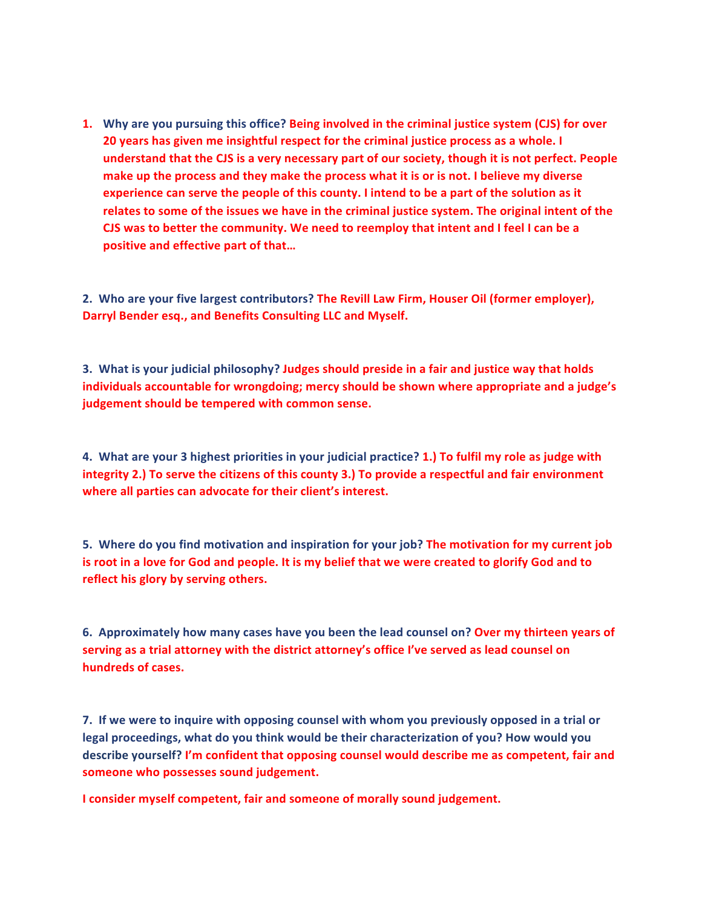1. **Why are you pursuing this office? Being involved in the criminal justice system (CJS) for over 20 years has given me insightful respect for the criminal justice process as a whole. I understand that the CJS is a very necessary part of our society, though it is not perfect. People make up the process and they make the process what it is or is not. I believe my diverse experience can serve the people of this county. I intend to be a part of the solution as it relates to some of the issues we have in the criminal justice system. The original intent of the CJS was to better the community. We need to reemploy that intent and I feel I can be a positive and effective part of that…**

**2. Who are your five largest contributors? The Revill Law Firm, Houser Oil (former employer), Darryl Bender esq., and Benefits Consulting LLC and Myself.**

**3. What is your judicial philosophy? Judges should preside in a fair and justice way that holds individuals accountable for wrongdoing; mercy should be shown where appropriate and a judge's judgement should be tempered with common sense.**

**4. What are your 3 highest priorities in your judicial practice? 1.) To fulfil my role as judge with integrity 2.) To serve the citizens of this county 3.) To provide a respectful and fair environment where all parties can advocate for their client's interest.**

**5. Where do you find motivation and inspiration for your job? The motivation for my current job is root in a love for God and people. It is my belief that we were created to glorify God and to reflect his glory by serving others.**

**6. Approximately how many cases have you been the lead counsel on? Over my thirteen years of serving as a trial attorney with the district attorney's office I've served as lead counsel on hundreds of cases.**

**7. If we were to inquire with opposing counsel with whom you previously opposed in a trial or legal proceedings, what do you think would be their characterization of you? How would you describe yourself? I'm confident that opposing counsel would describe me as competent, fair and someone who possesses sound judgement.**

**I consider myself competent, fair and someone of morally sound judgement.**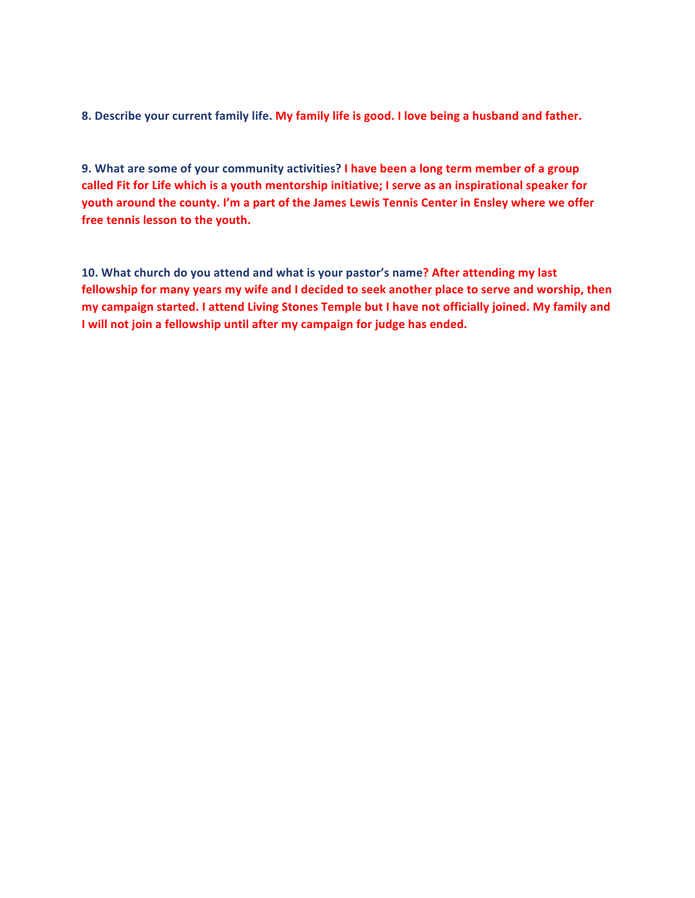**8. Describe your current family life.** **My family life is good. I love being a husband and father.**

**9. What are some of your community activities?** **I have been a long term member of a group called Fit for Life which is a youth mentorship initiative; I serve as an inspirational speaker for youth around the county. I'm a part of the James Lewis Tennis Center in Ensley where we offer free tennis lesson to the youth.**

**10. What church do you attend and what is your pastor's name? After attending my last fellowship for many years my wife and I decided to seek another place to serve and worship, then my campaign started. I attend Living Stones Temple but I have not officially joined. My family and I will not join a fellowship until after my campaign for judge has ended.**